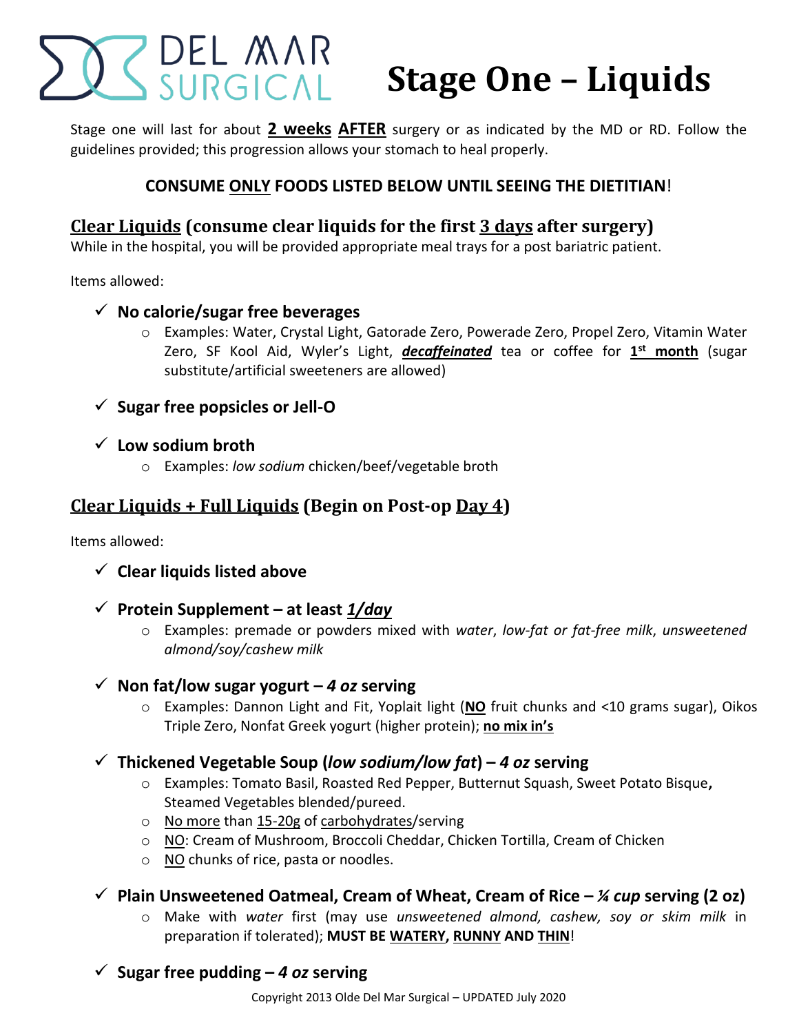DEL MAR SURGICAL

# Stage One – Liquids

Stage one will last for about **2 weeks AFTER** surgery or as indicated by the MD or RD. Follow the guidelines provided; this progression allows your stomach to heal properly.

**CONSUME ONLY FOODS LISTED BELOW UNTIL SEEING THE DIETITIAN!**

## Clear Liquids (consume clear liquids for the first 3 days after surgery)

While in the hospital, you will be provided appropriate meal trays for a post bariatric patient.

Items allowed:

- ✓ **No calorie/sugar free beverages**
  - Examples: Water, Crystal Light, Gatorade Zero, Powerade Zero, Propel Zero, Vitamin Water Zero, SF Kool Aid, Wyler's Light, ***decaffeinated*** tea or coffee for **1st month** (sugar substitute/artificial sweeteners are allowed)
- ✓ **Sugar free popsicles or Jell-O**
- ✓ **Low sodium broth**
  - Examples: *low sodium* chicken/beef/vegetable broth

## Clear Liquids + Full Liquids (Begin on Post-op Day 4)

Items allowed:

- ✓ **Clear liquids listed above**
- ✓ **Protein Supplement – at least *1/day***
  - Examples: premade or powders mixed with *water*, *low-fat or fat-free milk*, *unsweetened almond/soy/cashew milk*
- ✓ **Non fat/low sugar yogurt – *4 oz* serving**
  - Examples: Dannon Light and Fit, Yoplait light (**NO** fruit chunks and <10 grams sugar), Oikos Triple Zero, Nonfat Greek yogurt (higher protein); **no mix in's**
- ✓ **Thickened Vegetable Soup (*low sodium/low fat*) – *4 oz* serving**
  - Examples: Tomato Basil, Roasted Red Pepper, Butternut Squash, Sweet Potato Bisque**,** Steamed Vegetables blended/pureed.
  - No more than 15-20g of carbohydrates/serving
  - NO: Cream of Mushroom, Broccoli Cheddar, Chicken Tortilla, Cream of Chicken
  - NO chunks of rice, pasta or noodles.
- ✓ **Plain Unsweetened Oatmeal, Cream of Wheat, Cream of Rice – *¼ cup* serving (2 oz)**
  - Make with *water* first (may use *unsweetened almond, cashew, soy or skim milk* in preparation if tolerated); **MUST BE WATERY, RUNNY AND THIN!**
- ✓ **Sugar free pudding – *4 oz* serving**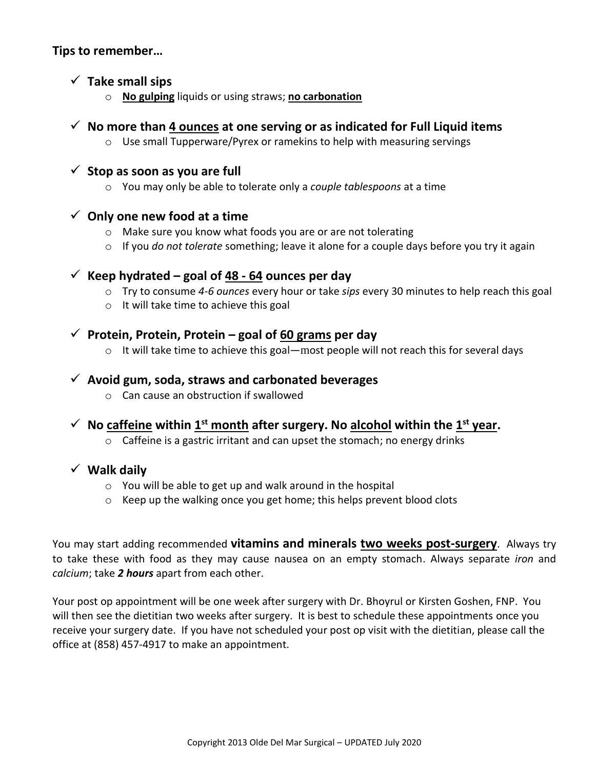**Tips to remember…**

- ✓ **Take small sips**
  - **No gulping** liquids or using straws; **no carbonation**
- ✓ **No more than 4 ounces at one serving or as indicated for Full Liquid items**
  - Use small Tupperware/Pyrex or ramekins to help with measuring servings
- ✓ **Stop as soon as you are full**
  - You may only be able to tolerate only a *couple tablespoons* at a time
- ✓ **Only one new food at a time**
  - Make sure you know what foods you are or are not tolerating
  - If you *do not tolerate* something; leave it alone for a couple days before you try it again
- ✓ **Keep hydrated – goal of 48 - 64 ounces per day**
  - Try to consume *4-6 ounces* every hour or take *sips* every 30 minutes to help reach this goal
  - It will take time to achieve this goal
- ✓ **Protein, Protein, Protein – goal of 60 grams per day**
  - It will take time to achieve this goal—most people will not reach this for several days
- ✓ **Avoid gum, soda, straws and carbonated beverages**
  - Can cause an obstruction if swallowed
- ✓ **No caffeine within 1st month after surgery. No alcohol within the 1st year.**
  - Caffeine is a gastric irritant and can upset the stomach; no energy drinks
- ✓ **Walk daily**
  - You will be able to get up and walk around in the hospital
  - Keep up the walking once you get home; this helps prevent blood clots

You may start adding recommended **vitamins and minerals two weeks post-surgery**. Always try to take these with food as they may cause nausea on an empty stomach. Always separate *iron* and *calcium*; take ***2 hours*** apart from each other.

Your post op appointment will be one week after surgery with Dr. Bhoyrul or Kirsten Goshen, FNP. You will then see the dietitian two weeks after surgery. It is best to schedule these appointments once you receive your surgery date. If you have not scheduled your post op visit with the dietitian, please call the office at (858) 457-4917 to make an appointment.

Copyright 2013 Olde Del Mar Surgical – UPDATED July 2020